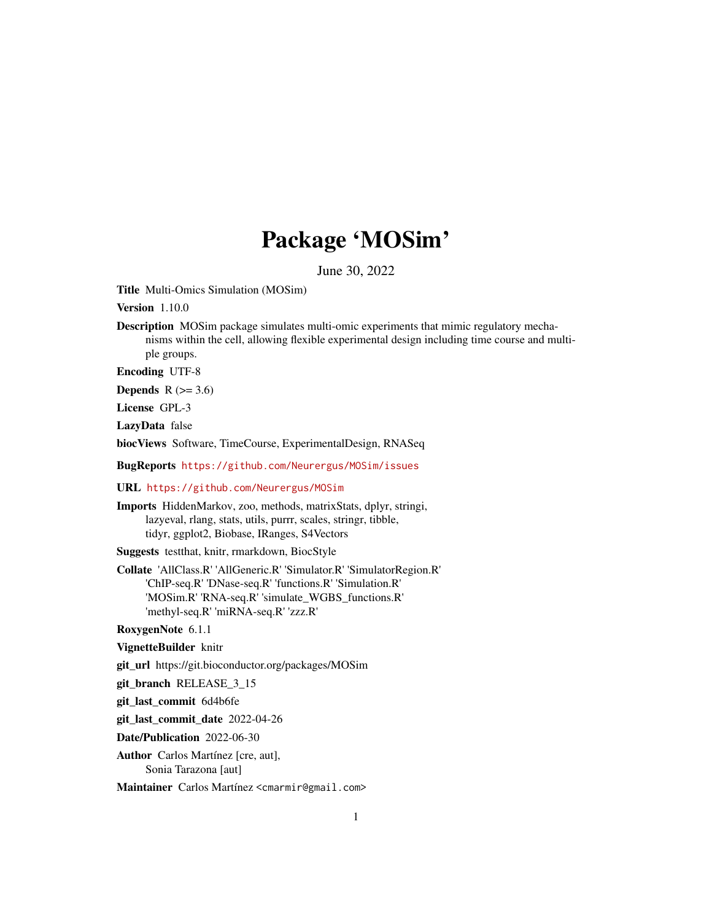# Package 'MOSim'

June 30, 2022

**Title** Multi-Omics Simulation (MOSim)

**Version** 1.10.0

**Description** MOSim package simulates multi-omic experiments that mimic regulatory mechanisms within the cell, allowing flexible experimental design including time course and multiple groups.

**Encoding** UTF-8

**Depends** R (>= 3.6)

**License** GPL-3

**LazyData** false

**biocViews** Software, TimeCourse, ExperimentalDesign, RNASeq

**BugReports** https://github.com/Neurergus/MOSim/issues

**URL** https://github.com/Neurergus/MOSim

**Imports** HiddenMarkov, zoo, methods, matrixStats, dplyr, stringi, lazyeval, rlang, stats, utils, purrr, scales, stringr, tibble, tidyr, ggplot2, Biobase, IRanges, S4Vectors

**Suggests** testthat, knitr, rmarkdown, BiocStyle

**Collate** 'AllClass.R' 'AllGeneric.R' 'Simulator.R' 'SimulatorRegion.R' 'ChIP-seq.R' 'DNase-seq.R' 'functions.R' 'Simulation.R' 'MOSim.R' 'RNA-seq.R' 'simulate_WGBS_functions.R' 'methyl-seq.R' 'miRNA-seq.R' 'zzz.R'

**RoxygenNote** 6.1.1

**VignetteBuilder** knitr

**git_url** https://git.bioconductor.org/packages/MOSim

**git_branch** RELEASE_3_15

**git_last_commit** 6d4b6fe

**git_last_commit_date** 2022-04-26

**Date/Publication** 2022-06-30

**Author** Carlos Martínez [cre, aut], Sonia Tarazona [aut]

**Maintainer** Carlos Martínez <cmarmir@gmail.com>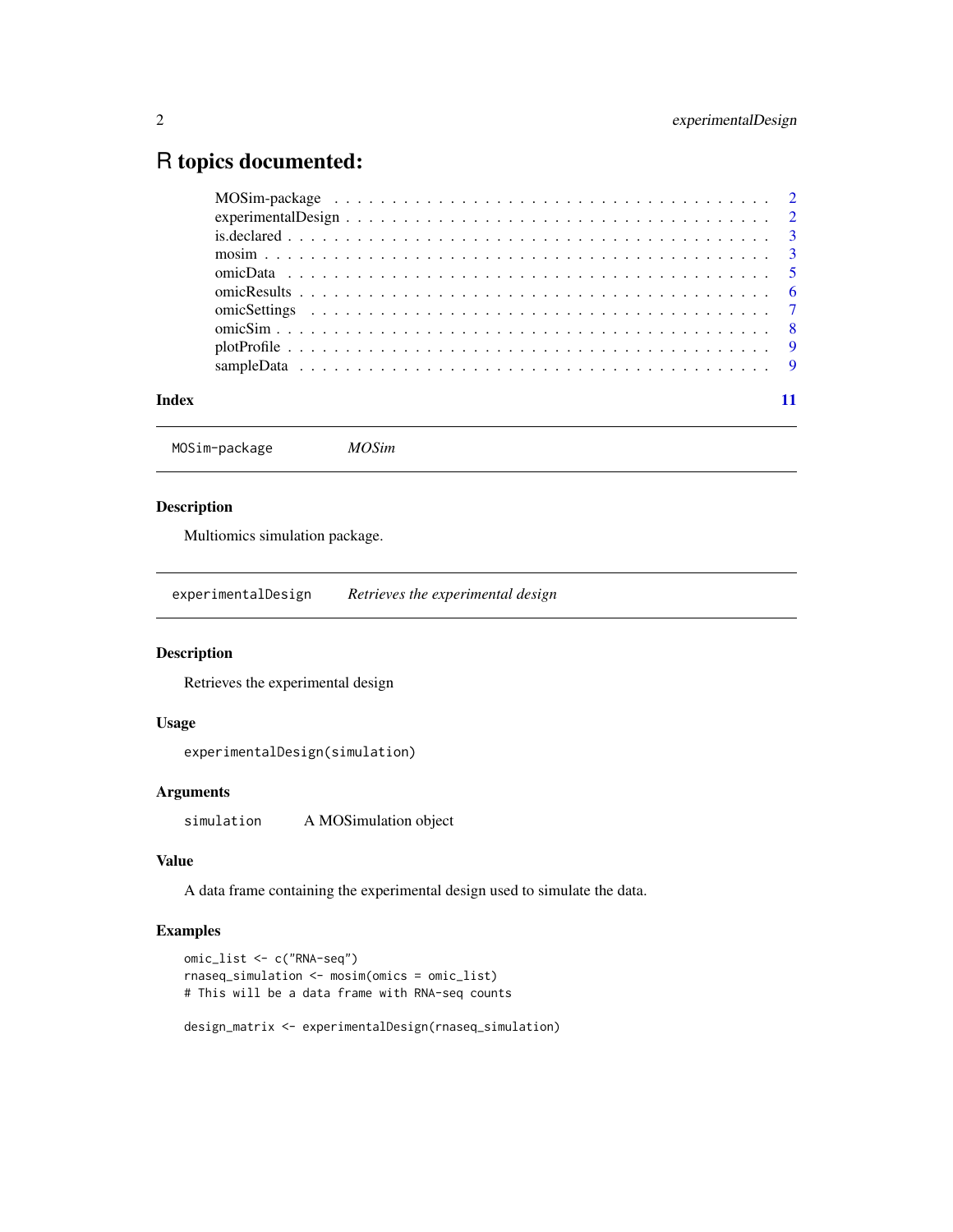# R topics documented:

| | |
|---|---|
| MOSim-package | 2 |
| experimentalDesign | 2 |
| is.declared | 3 |
| mosim | 3 |
| omicData | 5 |
| omicResults | 6 |
| omicSettings | 7 |
| omicSim | 8 |
| plotProfile | 9 |
| sampleData | 9 |
| **Index** | **11** |

---

`MOSim-package` *MOSim*

---

### Description

Multiomics simulation package.

---

`experimentalDesign` *Retrieves the experimental design*

---

### Description

Retrieves the experimental design

### Usage

```
experimentalDesign(simulation)
```

### Arguments

| | |
|---|---|
| `simulation` | A MOSimulation object |

### Value

A data frame containing the experimental design used to simulate the data.

### Examples

```
omic_list <- c("RNA-seq")
rnaseq_simulation <- mosim(omics = omic_list)
# This will be a data frame with RNA-seq counts

design_matrix <- experimentalDesign(rnaseq_simulation)
```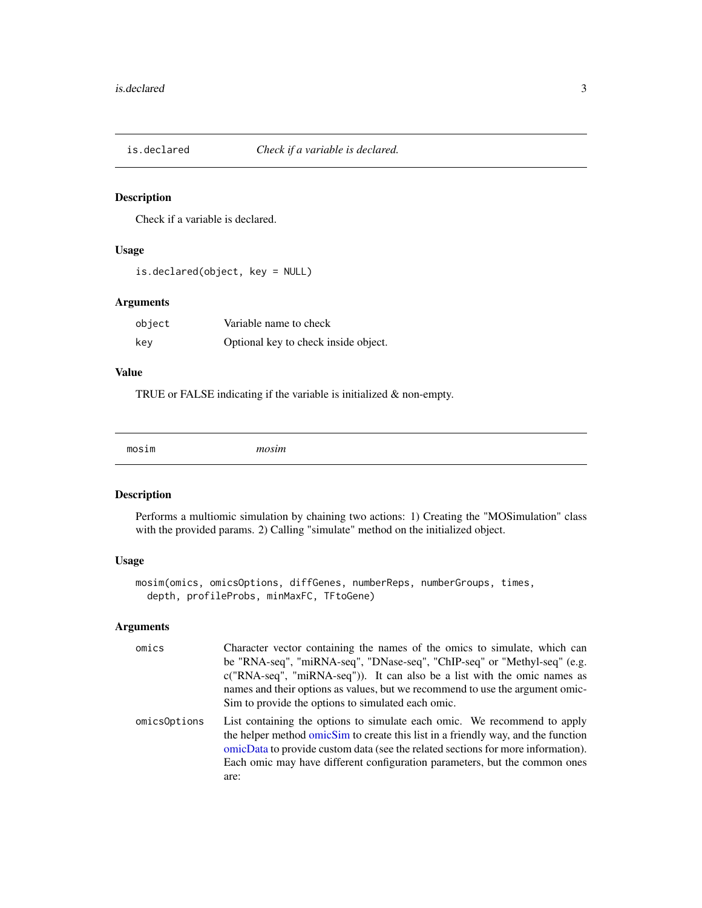## is.declared — *Check if a variable is declared.*

### Description

Check if a variable is declared.

### Usage

```
is.declared(object, key = NULL)
```

### Arguments

| | |
|---|---|
| object | Variable name to check |
| key | Optional key to check inside object. |

### Value

TRUE or FALSE indicating if the variable is initialized & non-empty.

## mosim — *mosim*

### Description

Performs a multiomic simulation by chaining two actions: 1) Creating the "MOSimulation" class with the provided params. 2) Calling "simulate" method on the initialized object.

### Usage

```
mosim(omics, omicsOptions, diffGenes, numberReps, numberGroups, times,
  depth, profileProbs, minMaxFC, TFtoGene)
```

### Arguments

| | |
|---|---|
| omics | Character vector containing the names of the omics to simulate, which can be "RNA-seq", "miRNA-seq", "DNase-seq", "ChIP-seq" or "Methyl-seq" (e.g. c("RNA-seq", "miRNA-seq")). It can also be a list with the omic names as names and their options as values, but we recommend to use the argument omicSim to provide the options to simulated each omic. |
| omicsOptions | List containing the options to simulate each omic. We recommend to apply the helper method omicSim to create this list in a friendly way, and the function omicData to provide custom data (see the related sections for more information). Each omic may have different configuration parameters, but the common ones are: |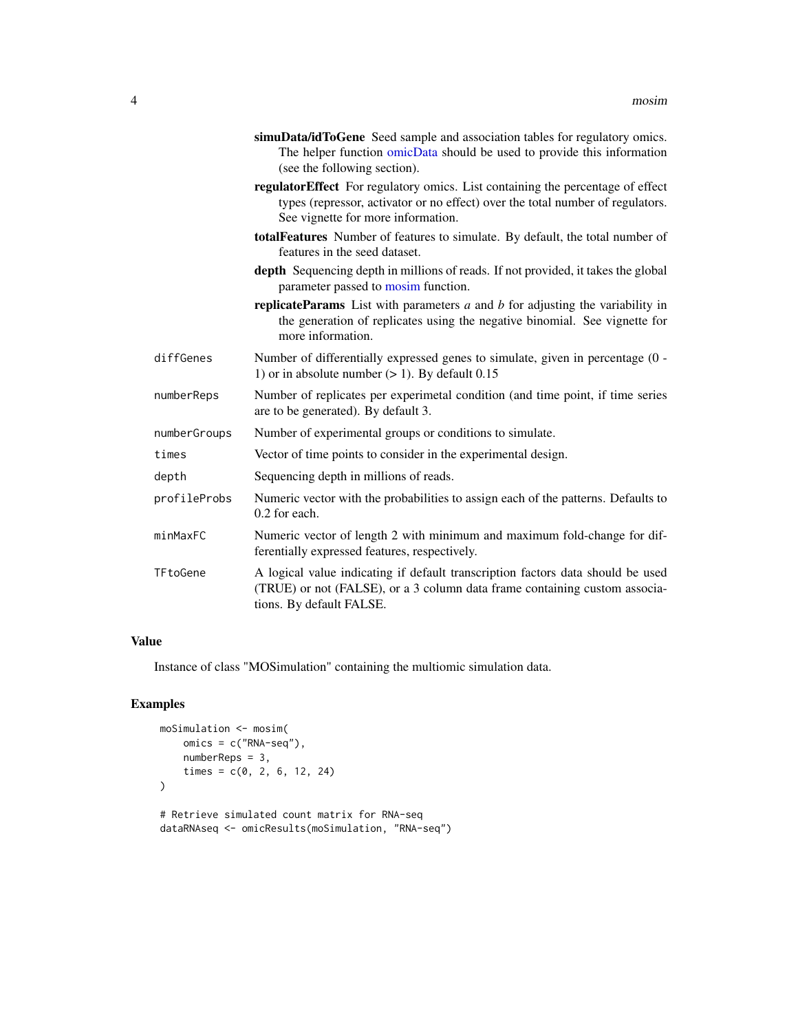- **simuData/idToGene** Seed sample and association tables for regulatory omics. The helper function omicData should be used to provide this information (see the following section).
- **regulatorEffect** For regulatory omics. List containing the percentage of effect types (repressor, activator or no effect) over the total number of regulators. See vignette for more information.
- **totalFeatures** Number of features to simulate. By default, the total number of features in the seed dataset.
- **depth** Sequencing depth in millions of reads. If not provided, it takes the global parameter passed to mosim function.
- **replicateParams** List with parameters *a* and *b* for adjusting the variability in the generation of replicates using the negative binomial. See vignette for more information.

| | |
|---|---|
| diffGenes | Number of differentially expressed genes to simulate, given in percentage (0 - 1) or in absolute number (> 1). By default 0.15 |
| numberReps | Number of replicates per experimetal condition (and time point, if time series are to be generated). By default 3. |
| numberGroups | Number of experimental groups or conditions to simulate. |
| times | Vector of time points to consider in the experimental design. |
| depth | Sequencing depth in millions of reads. |
| profileProbs | Numeric vector with the probabilities to assign each of the patterns. Defaults to 0.2 for each. |
| minMaxFC | Numeric vector of length 2 with minimum and maximum fold-change for differentially expressed features, respectively. |
| TFtoGene | A logical value indicating if default transcription factors data should be used (TRUE) or not (FALSE), or a 3 column data frame containing custom associations. By default FALSE. |

## Value

Instance of class "MOSimulation" containing the multiomic simulation data.

## Examples

```
moSimulation <- mosim(
    omics = c("RNA-seq"),
    numberReps = 3,
    times = c(0, 2, 6, 12, 24)
)

# Retrieve simulated count matrix for RNA-seq
dataRNAseq <- omicResults(moSimulation, "RNA-seq")
```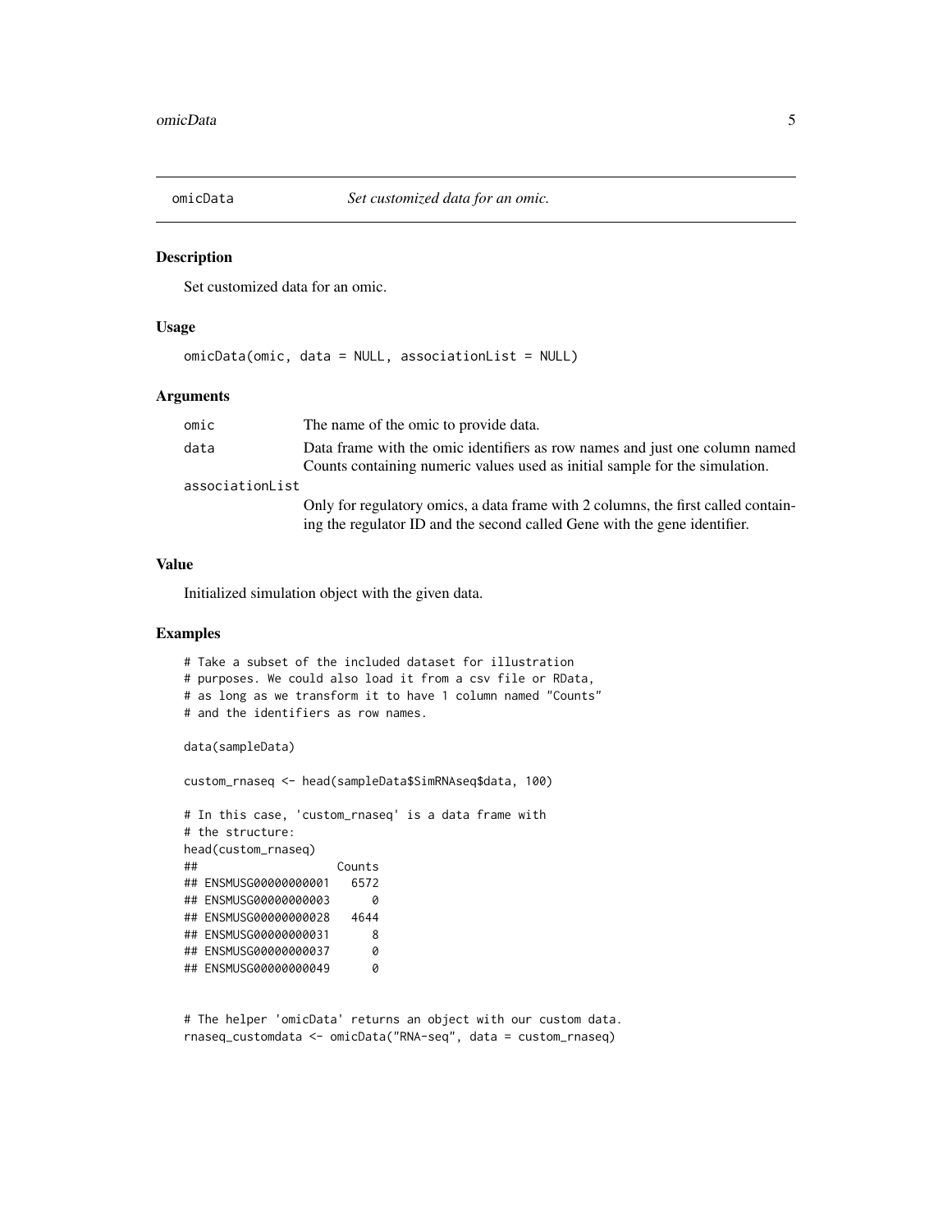# omicData — *Set customized data for an omic.*

## Description

Set customized data for an omic.

## Usage

```
omicData(omic, data = NULL, associationList = NULL)
```

## Arguments

| | |
|---|---|
| `omic` | The name of the omic to provide data. |
| `data` | Data frame with the omic identifiers as row names and just one column named Counts containing numeric values used as initial sample for the simulation. |
| `associationList` | Only for regulatory omics, a data frame with 2 columns, the first called containing the regulator ID and the second called Gene with the gene identifier. |

## Value

Initialized simulation object with the given data.

## Examples

```
# Take a subset of the included dataset for illustration
# purposes. We could also load it from a csv file or RData,
# as long as we transform it to have 1 column named "Counts"
# and the identifiers as row names.

data(sampleData)

custom_rnaseq <- head(sampleData$SimRNAseq$data, 100)

# In this case, 'custom_rnaseq' is a data frame with
# the structure:
head(custom_rnaseq)
##                    Counts
## ENSMUSG00000000001   6572
## ENSMUSG00000000003      0
## ENSMUSG00000000028   4644
## ENSMUSG00000000031      8
## ENSMUSG00000000037      0
## ENSMUSG00000000049      0


# The helper 'omicData' returns an object with our custom data.
rnaseq_customdata <- omicData("RNA-seq", data = custom_rnaseq)
```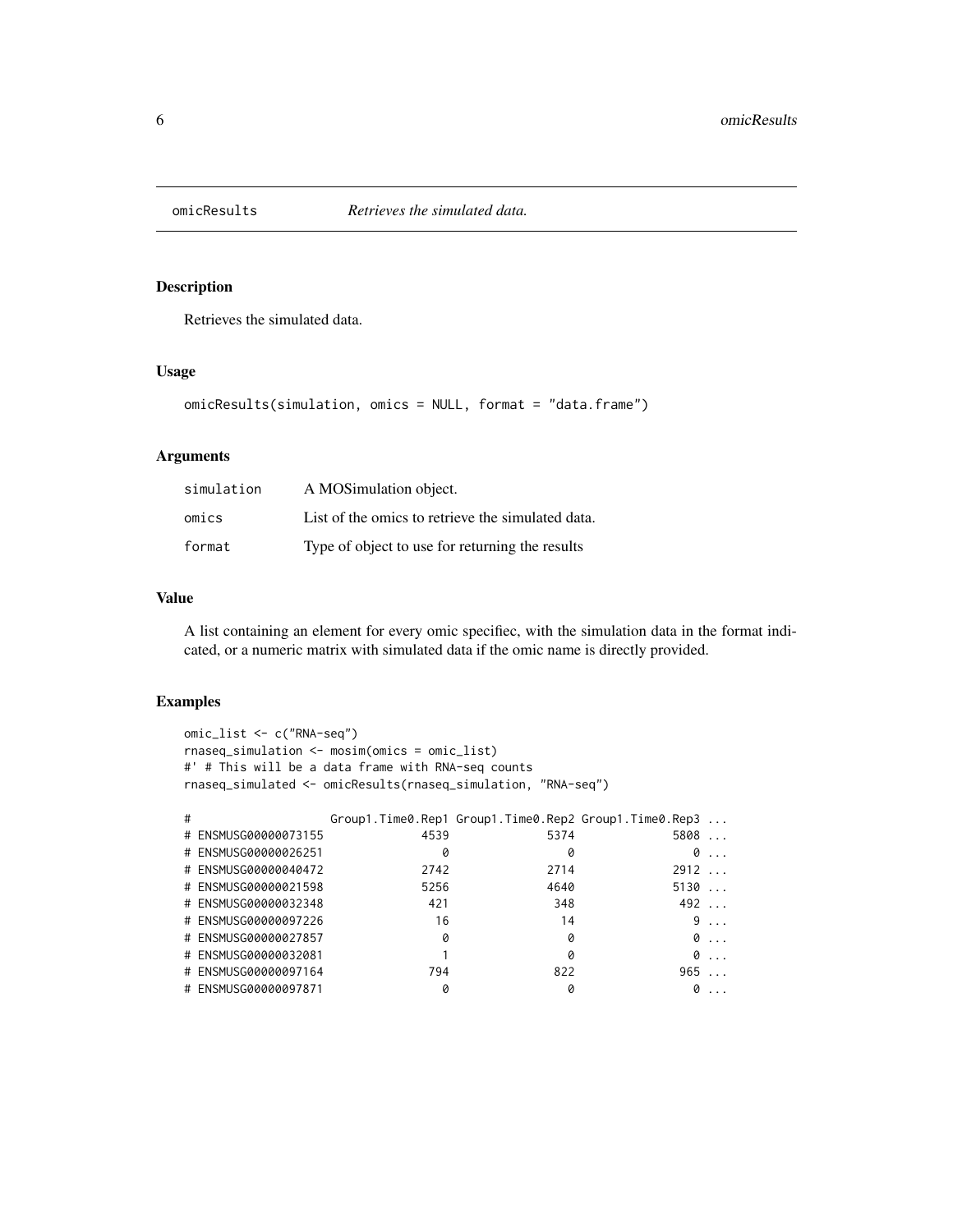## omicResults — *Retrieves the simulated data.*

### Description

Retrieves the simulated data.

### Usage

```
omicResults(simulation, omics = NULL, format = "data.frame")
```

### Arguments

| | |
|---|---|
| simulation | A MOSimulation object. |
| omics | List of the omics to retrieve the simulated data. |
| format | Type of object to use for returning the results |

### Value

A list containing an element for every omic specifiec, with the simulation data in the format indicated, or a numeric matrix with simulated data if the omic name is directly provided.

### Examples

```
omic_list <- c("RNA-seq")
rnaseq_simulation <- mosim(omics = omic_list)
#' # This will be a data frame with RNA-seq counts
rnaseq_simulated <- omicResults(rnaseq_simulation, "RNA-seq")

#                    Group1.Time0.Rep1 Group1.Time0.Rep2 Group1.Time0.Rep3 ...
# ENSMUSG00000073155              4539              5374              5808 ...
# ENSMUSG00000026251                 0                 0                 0 ...
# ENSMUSG00000040472              2742              2714              2912 ...
# ENSMUSG00000021598              5256              4640              5130 ...
# ENSMUSG00000032348               421               348               492 ...
# ENSMUSG00000097226                16                14                 9 ...
# ENSMUSG00000027857                 0                 0                 0 ...
# ENSMUSG00000032081                 1                 0                 0 ...
# ENSMUSG00000097164               794               822               965 ...
# ENSMUSG00000097871                 0                 0                 0 ...
```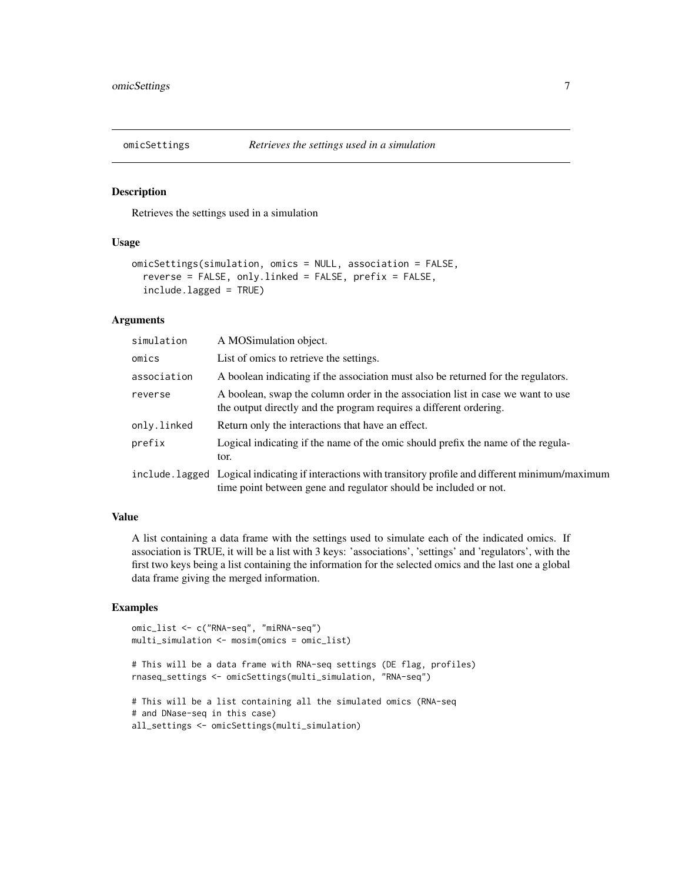## omicSettings — *Retrieves the settings used in a simulation*

### Description

Retrieves the settings used in a simulation

### Usage

```
omicSettings(simulation, omics = NULL, association = FALSE,
  reverse = FALSE, only.linked = FALSE, prefix = FALSE,
  include.lagged = TRUE)
```

### Arguments

| | |
|---|---|
| simulation | A MOSimulation object. |
| omics | List of omics to retrieve the settings. |
| association | A boolean indicating if the association must also be returned for the regulators. |
| reverse | A boolean, swap the column order in the association list in case we want to use the output directly and the program requires a different ordering. |
| only.linked | Return only the interactions that have an effect. |
| prefix | Logical indicating if the name of the omic should prefix the name of the regulator. |
| include.lagged | Logical indicating if interactions with transitory profile and different minimum/maximum time point between gene and regulator should be included or not. |

### Value

A list containing a data frame with the settings used to simulate each of the indicated omics. If association is TRUE, it will be a list with 3 keys: 'associations', 'settings' and 'regulators', with the first two keys being a list containing the information for the selected omics and the last one a global data frame giving the merged information.

### Examples

```
omic_list <- c("RNA-seq", "miRNA-seq")
multi_simulation <- mosim(omics = omic_list)

# This will be a data frame with RNA-seq settings (DE flag, profiles)
rnaseq_settings <- omicSettings(multi_simulation, "RNA-seq")

# This will be a list containing all the simulated omics (RNA-seq
# and DNase-seq in this case)
all_settings <- omicSettings(multi_simulation)
```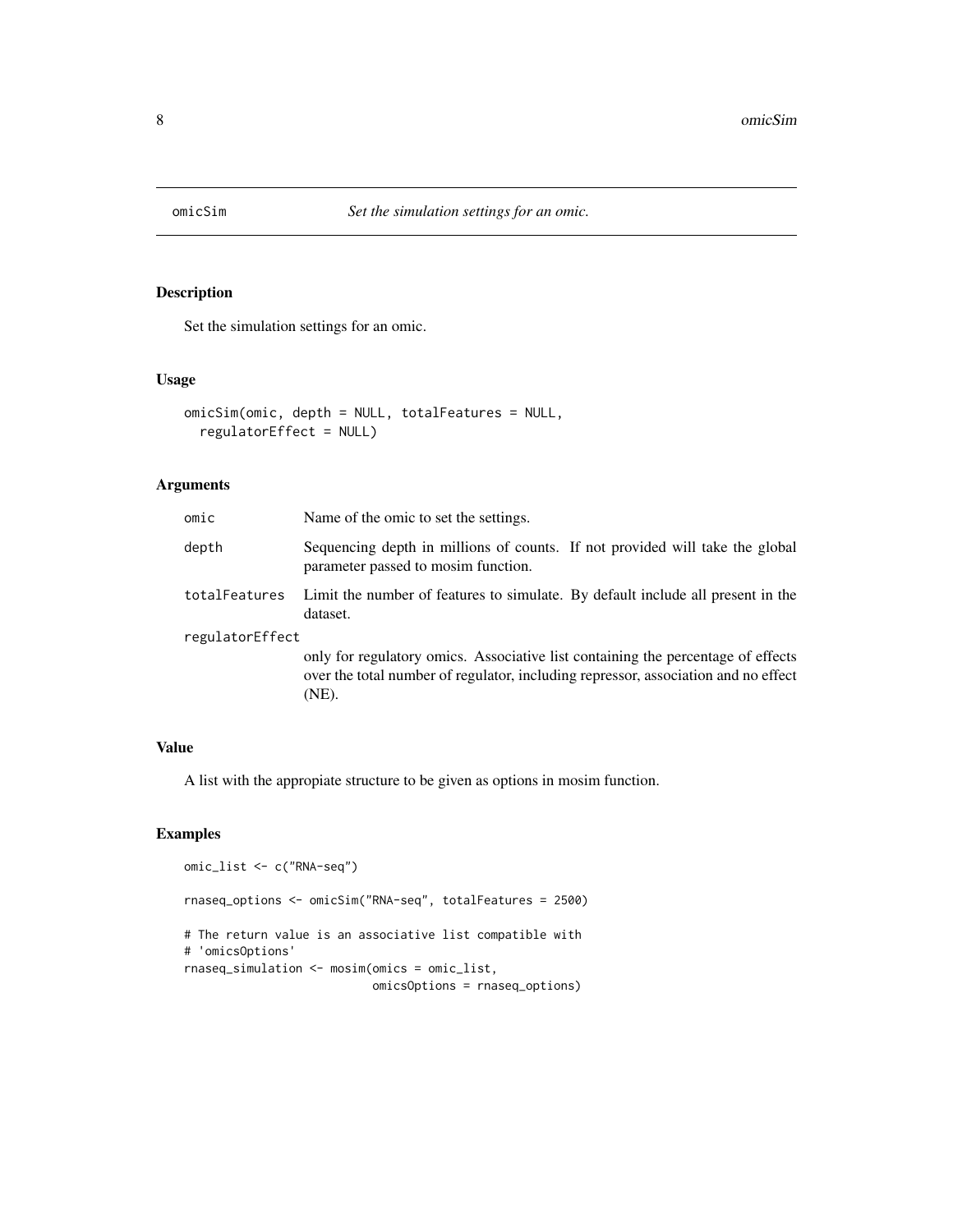# omicSim — *Set the simulation settings for an omic.*

## Description

Set the simulation settings for an omic.

## Usage

```
omicSim(omic, depth = NULL, totalFeatures = NULL,
  regulatorEffect = NULL)
```

## Arguments

| | |
|---|---|
| omic | Name of the omic to set the settings. |
| depth | Sequencing depth in millions of counts. If not provided will take the global parameter passed to mosim function. |
| totalFeatures | Limit the number of features to simulate. By default include all present in the dataset. |
| regulatorEffect | only for regulatory omics. Associative list containing the percentage of effects over the total number of regulator, including repressor, association and no effect (NE). |

## Value

A list with the appropiate structure to be given as options in mosim function.

## Examples

```
omic_list <- c("RNA-seq")

rnaseq_options <- omicSim("RNA-seq", totalFeatures = 2500)

# The return value is an associative list compatible with
# 'omicsOptions'
rnaseq_simulation <- mosim(omics = omic_list,
                           omicsOptions = rnaseq_options)
```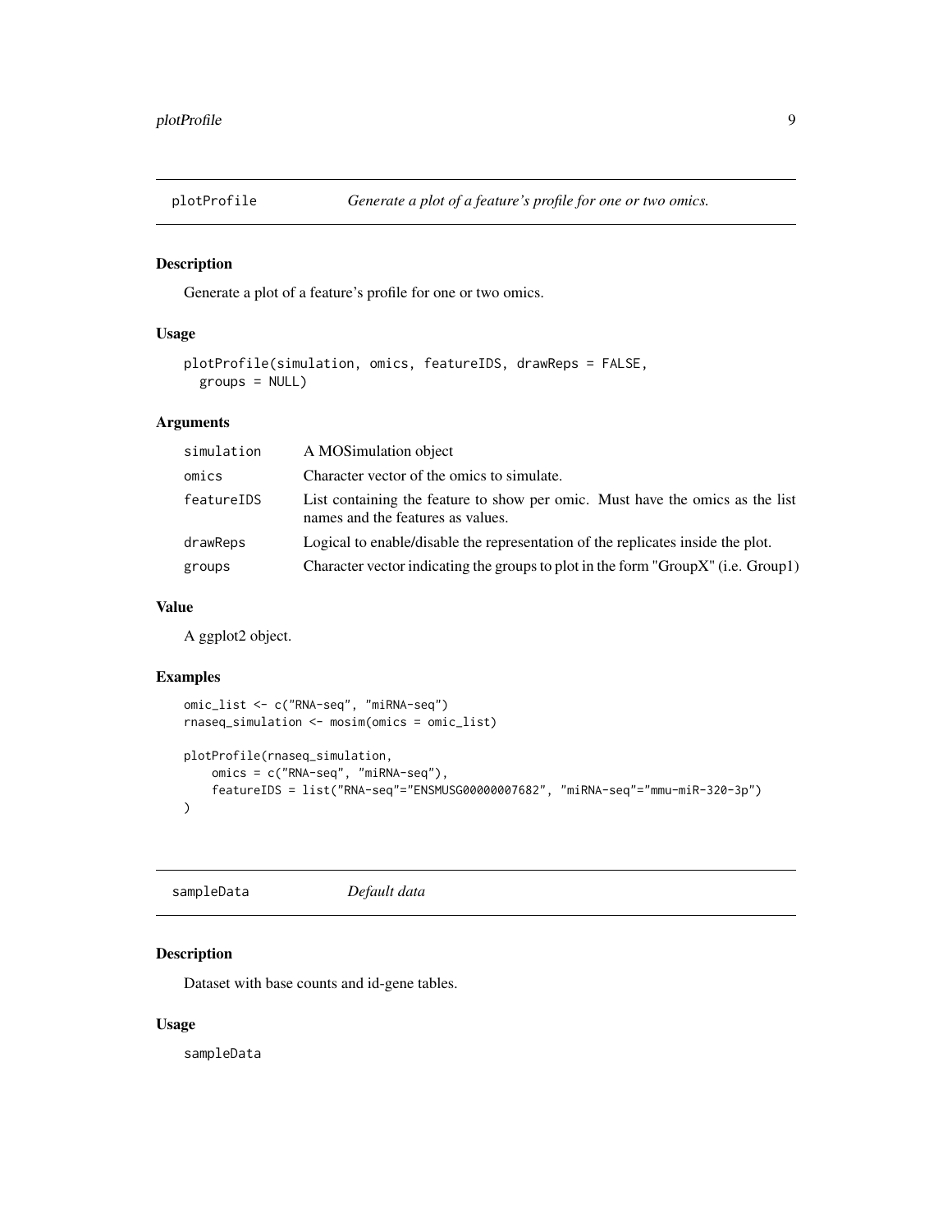## plotProfile — *Generate a plot of a feature's profile for one or two omics.*

### Description

Generate a plot of a feature's profile for one or two omics.

### Usage

```
plotProfile(simulation, omics, featureIDS, drawReps = FALSE,
  groups = NULL)
```

### Arguments

| Argument | Description |
|---|---|
| simulation | A MOSimulation object |
| omics | Character vector of the omics to simulate. |
| featureIDS | List containing the feature to show per omic. Must have the omics as the list names and the features as values. |
| drawReps | Logical to enable/disable the representation of the replicates inside the plot. |
| groups | Character vector indicating the groups to plot in the form "GroupX" (i.e. Group1) |

### Value

A ggplot2 object.

### Examples

```
omic_list <- c("RNA-seq", "miRNA-seq")
rnaseq_simulation <- mosim(omics = omic_list)

plotProfile(rnaseq_simulation,
    omics = c("RNA-seq", "miRNA-seq"),
    featureIDS = list("RNA-seq"="ENSMUSG00000007682", "miRNA-seq"="mmu-miR-320-3p")
)
```

## sampleData — *Default data*

### Description

Dataset with base counts and id-gene tables.

### Usage

```
sampleData
```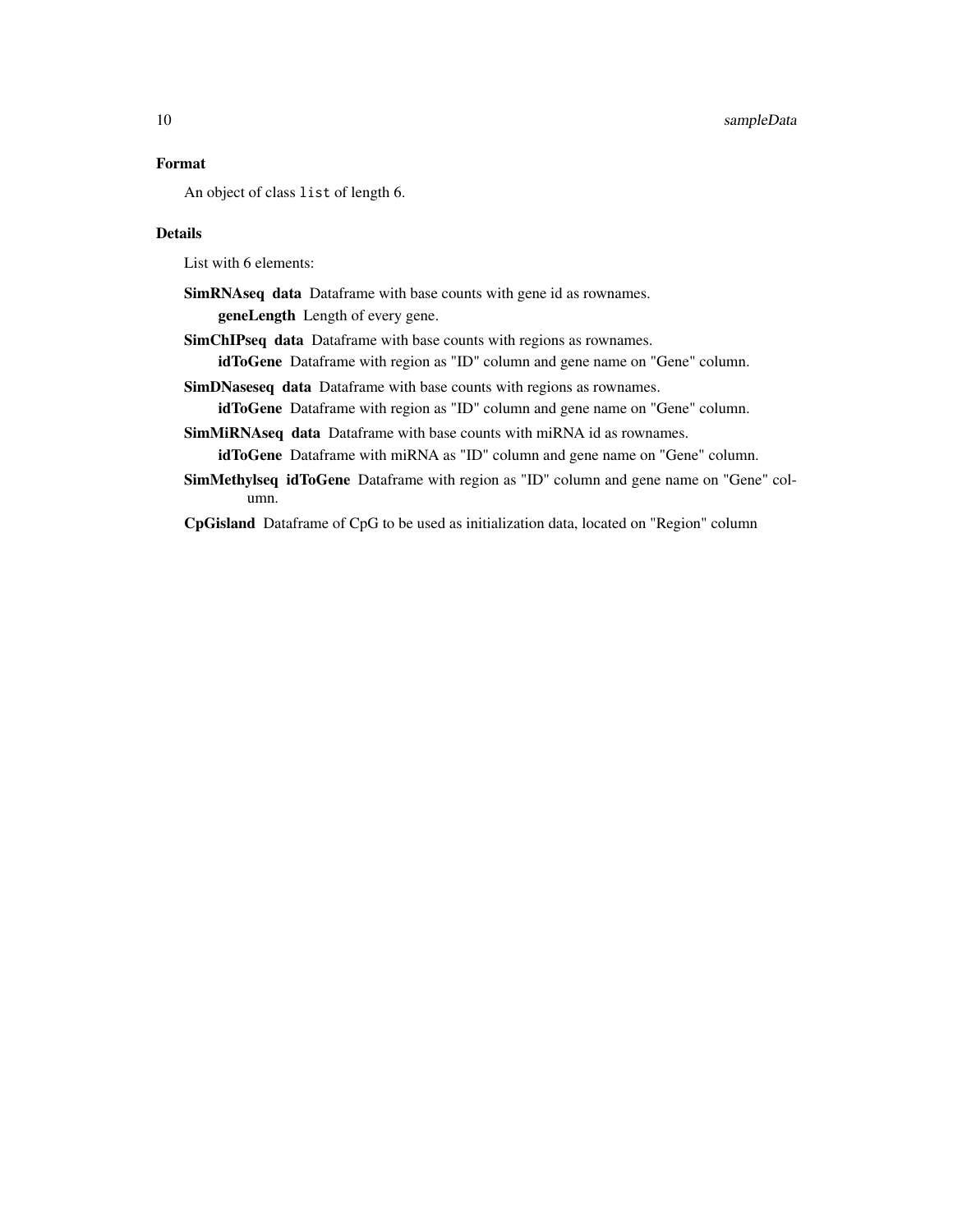### Format

An object of class `list` of length 6.

### Details

List with 6 elements:

**SimRNAseq data** Dataframe with base counts with gene id as rownames.

  **geneLength** Length of every gene.

**SimChIPseq data** Dataframe with base counts with regions as rownames.

  **idToGene** Dataframe with region as "ID" column and gene name on "Gene" column.

**SimDNaseseq data** Dataframe with base counts with regions as rownames.

  **idToGene** Dataframe with region as "ID" column and gene name on "Gene" column.

**SimMiRNAseq data** Dataframe with base counts with miRNA id as rownames.

  **idToGene** Dataframe with miRNA as "ID" column and gene name on "Gene" column.

**SimMethylseq idToGene** Dataframe with region as "ID" column and gene name on "Gene" column.

**CpGisland** Dataframe of CpG to be used as initialization data, located on "Region" column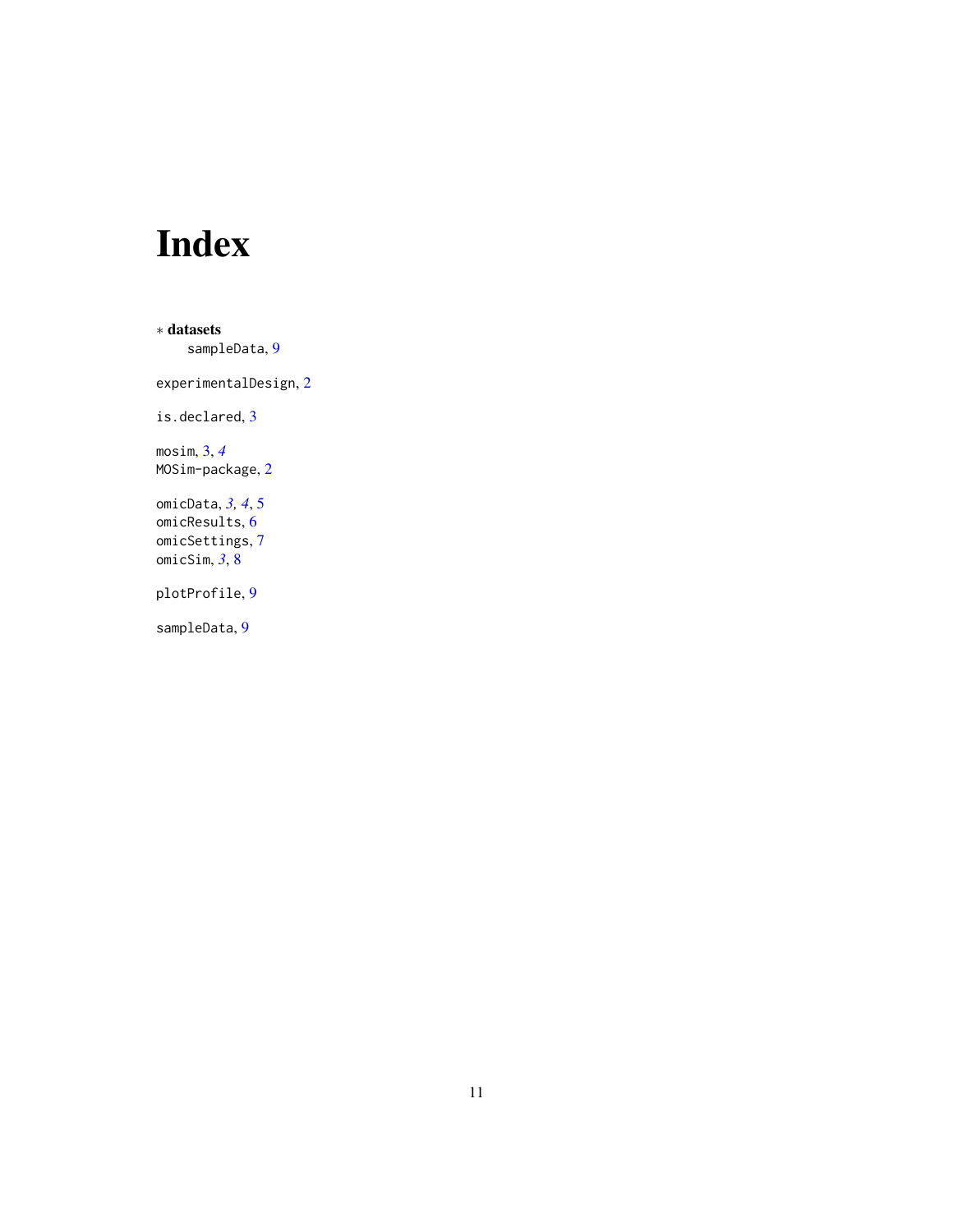# Index

∗ **datasets**
    sampleData, 9

experimentalDesign, 2

is.declared, 3

mosim, 3, *4*
MOSim-package, 2

omicData, *3, 4*, 5
omicResults, 6
omicSettings, 7
omicSim, *3*, 8

plotProfile, 9

sampleData, 9